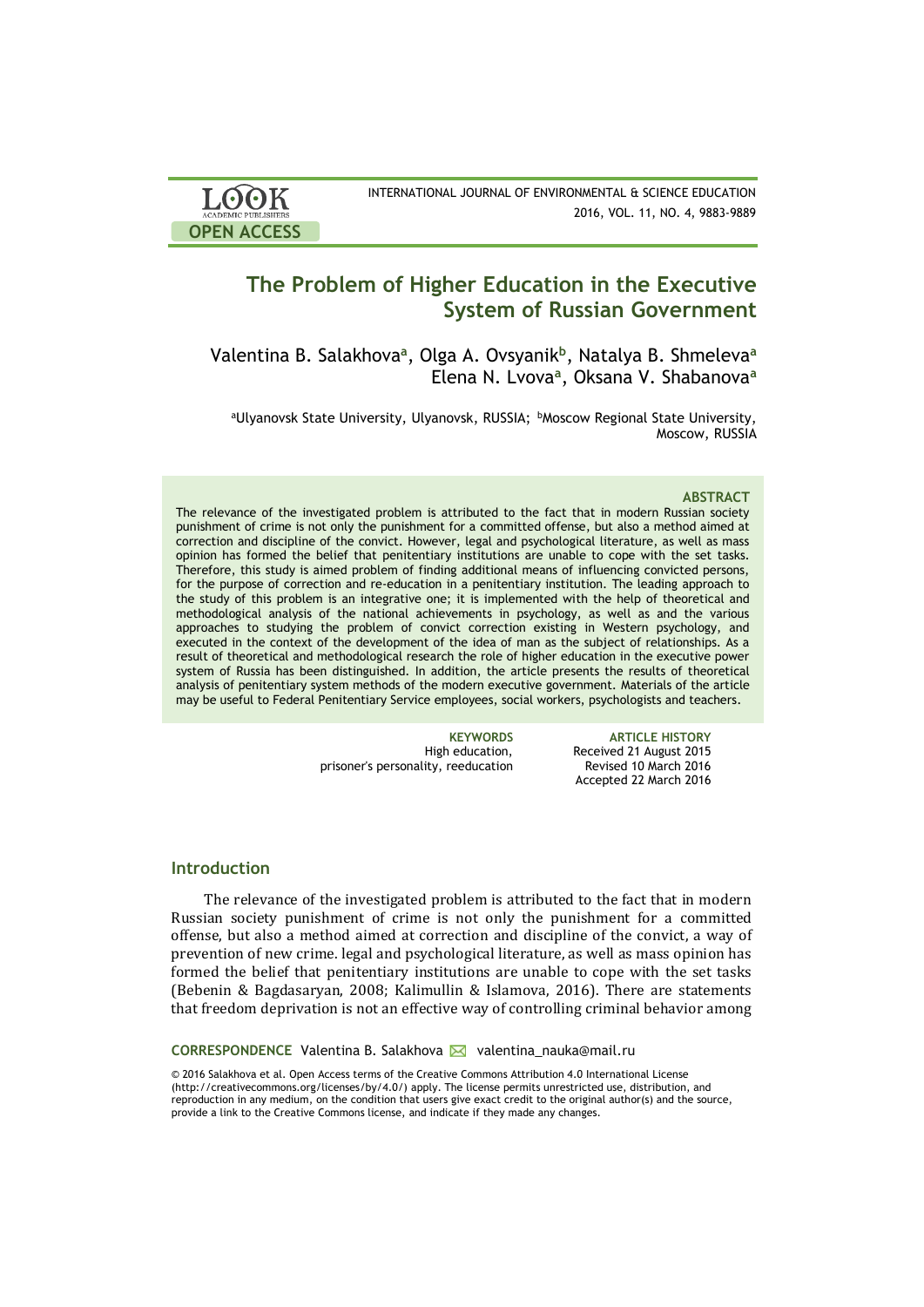# The Problem of Higher Education in the Executive System of Russian Government

Valentina B. Salakhova[a], Olga A. Ovsyanik[b], Natalya B. Shmeleva[a]
Elena N. Lvova[a], Oksana V. Shabanova[a]

[a]Ulyanovsk State University, Ulyanovsk, RUSSIA; [b]Moscow Regional State University, Moscow, RUSSIA

### ABSTRACT

The relevance of the investigated problem is attributed to the fact that in modern Russian society punishment of crime is not only the punishment for a committed offense, but also a method aimed at correction and discipline of the convict. However, legal and psychological literature, as well as mass opinion has formed the belief that penitentiary institutions are unable to cope with the set tasks. Therefore, this study is aimed problem of finding additional means of influencing convicted persons, for the purpose of correction and re-education in a penitentiary institution. The leading approach to the study of this problem is an integrative one; it is implemented with the help of theoretical and methodological analysis of the national achievements in psychology, as well as and the various approaches to studying the problem of convict correction existing in Western psychology, and executed in the context of the development of the idea of man as the subject of relationships. As a result of theoretical and methodological research the role of higher education in the executive power system of Russia has been distinguished. In addition, the article presents the results of theoretical analysis of penitentiary system methods of the modern executive government. Materials of the article may be useful to Federal Penitentiary Service employees, social workers, psychologists and teachers.

**KEYWORDS**
High education,
prisoner's personality, reeducation

**ARTICLE HISTORY**
Received 21 August 2015
Revised 10 March 2016
Accepted 22 March 2016

## Introduction

The relevance of the investigated problem is attributed to the fact that in modern Russian society punishment of crime is not only the punishment for a committed offense, but also a method aimed at correction and discipline of the convict, a way of prevention of new crime. legal and psychological literature, as well as mass opinion has formed the belief that penitentiary institutions are unable to cope with the set tasks (Bebenin & Bagdasaryan, 2008; Kalimullin & Islamova, 2016). There are statements that freedom deprivation is not an effective way of controlling criminal behavior among

**CORRESPONDENCE** Valentina B. Salakhova valentina_nauka@mail.ru

© 2016 Salakhova et al. Open Access terms of the Creative Commons Attribution 4.0 International License (http://creativecommons.org/licenses/by/4.0/) apply. The license permits unrestricted use, distribution, and reproduction in any medium, on the condition that users give exact credit to the original author(s) and the source, provide a link to the Creative Commons license, and indicate if they made any changes.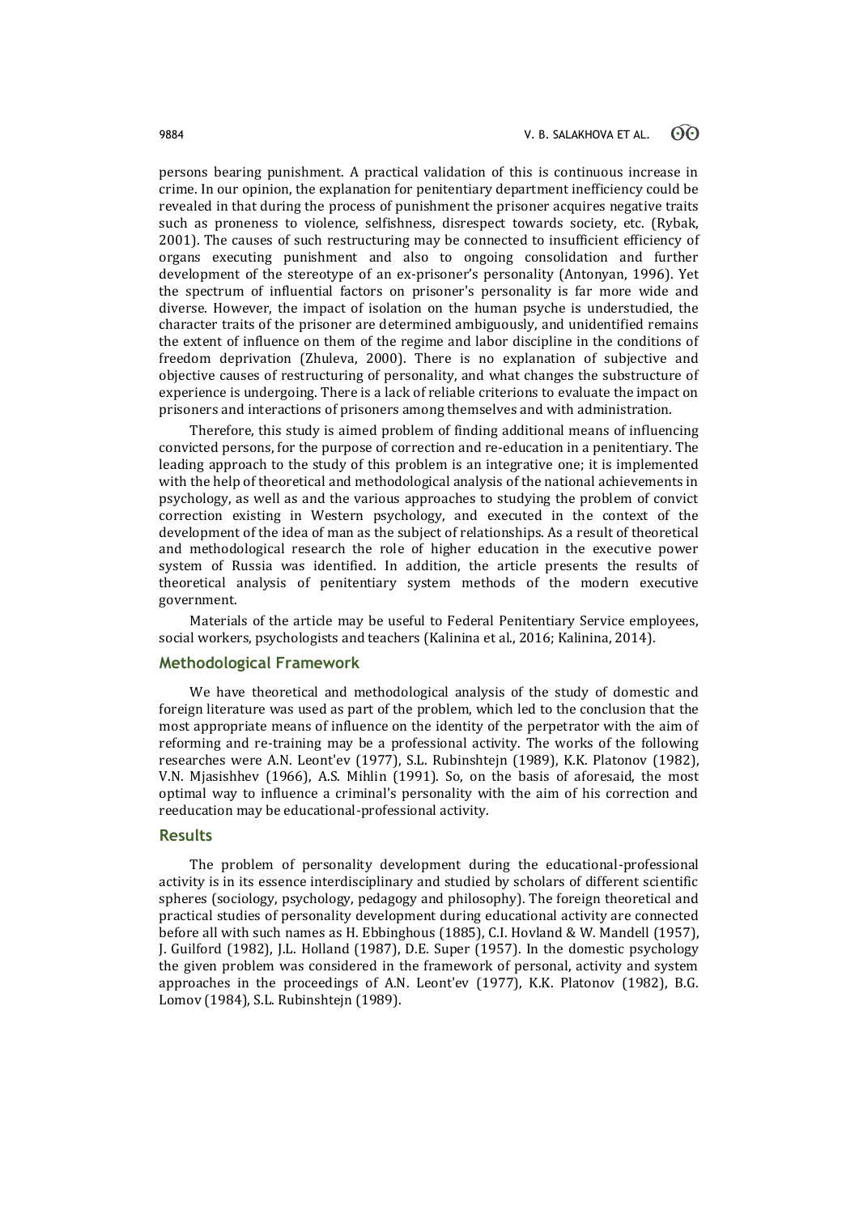persons bearing punishment. A practical validation of this is continuous increase in crime. In our opinion, the explanation for penitentiary department inefficiency could be revealed in that during the process of punishment the prisoner acquires negative traits such as proneness to violence, selfishness, disrespect towards society, etc. (Rybak, 2001). The causes of such restructuring may be connected to insufficient efficiency of organs executing punishment and also to ongoing consolidation and further development of the stereotype of an ex-prisoner's personality (Antonyan, 1996). Yet the spectrum of influential factors on prisoner's personality is far more wide and diverse. However, the impact of isolation on the human psyche is understudied, the character traits of the prisoner are determined ambiguously, and unidentified remains the extent of influence on them of the regime and labor discipline in the conditions of freedom deprivation (Zhuleva, 2000). There is no explanation of subjective and objective causes of restructuring of personality, and what changes the substructure of experience is undergoing. There is a lack of reliable criterions to evaluate the impact on prisoners and interactions of prisoners among themselves and with administration.

Therefore, this study is aimed problem of finding additional means of influencing convicted persons, for the purpose of correction and re-education in a penitentiary. The leading approach to the study of this problem is an integrative one; it is implemented with the help of theoretical and methodological analysis of the national achievements in psychology, as well as and the various approaches to studying the problem of convict correction existing in Western psychology, and executed in the context of the development of the idea of man as the subject of relationships. As a result of theoretical and methodological research the role of higher education in the executive power system of Russia was identified. In addition, the article presents the results of theoretical analysis of penitentiary system methods of the modern executive government.

Materials of the article may be useful to Federal Penitentiary Service employees, social workers, psychologists and teachers (Kalinina et al., 2016; Kalinina, 2014).

## Methodological Framework

We have theoretical and methodological analysis of the study of domestic and foreign literature was used as part of the problem, which led to the conclusion that the most appropriate means of influence on the identity of the perpetrator with the aim of reforming and re-training may be a professional activity. The works of the following researches were A.N. Leont'ev (1977), S.L. Rubinshtejn (1989), K.K. Platonov (1982), V.N. Mjasishhev (1966), A.S. Mihlin (1991). So, on the basis of aforesaid, the most optimal way to influence a criminal's personality with the aim of his correction and reeducation may be educational-professional activity.

## Results

The problem of personality development during the educational-professional activity is in its essence interdisciplinary and studied by scholars of different scientific spheres (sociology, psychology, pedagogy and philosophy). The foreign theoretical and practical studies of personality development during educational activity are connected before all with such names as H. Ebbinghous (1885), C.I. Hovland & W. Mandell (1957), J. Guilford (1982), J.L. Holland (1987), D.E. Super (1957). In the domestic psychology the given problem was considered in the framework of personal, activity and system approaches in the proceedings of A.N. Leont'ev (1977), K.K. Platonov (1982), B.G. Lomov (1984), S.L. Rubinshtejn (1989).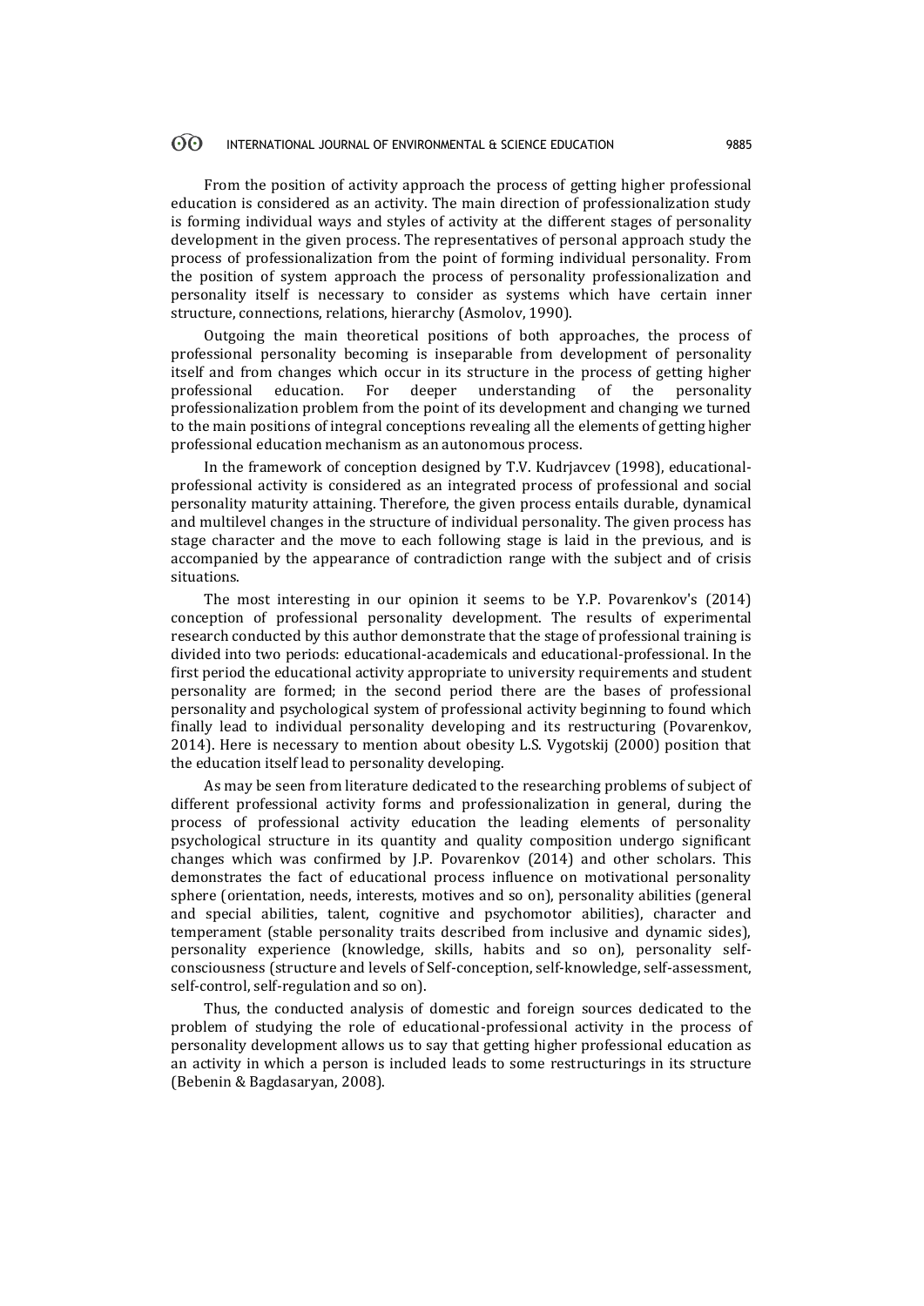From the position of activity approach the process of getting higher professional education is considered as an activity. The main direction of professionalization study is forming individual ways and styles of activity at the different stages of personality development in the given process. The representatives of personal approach study the process of professionalization from the point of forming individual personality. From the position of system approach the process of personality professionalization and personality itself is necessary to consider as systems which have certain inner structure, connections, relations, hierarchy (Asmolov, 1990).

Outgoing the main theoretical positions of both approaches, the process of professional personality becoming is inseparable from development of personality itself and from changes which occur in its structure in the process of getting higher professional education. For deeper understanding of the personality professionalization problem from the point of its development and changing we turned to the main positions of integral conceptions revealing all the elements of getting higher professional education mechanism as an autonomous process.

In the framework of conception designed by T.V. Kudrjavcev (1998), educational-professional activity is considered as an integrated process of professional and social personality maturity attaining. Therefore, the given process entails durable, dynamical and multilevel changes in the structure of individual personality. The given process has stage character and the move to each following stage is laid in the previous, and is accompanied by the appearance of contradiction range with the subject and of crisis situations.

The most interesting in our opinion it seems to be Y.P. Povarenkov's (2014) conception of professional personality development. The results of experimental research conducted by this author demonstrate that the stage of professional training is divided into two periods: educational-academicals and educational-professional. In the first period the educational activity appropriate to university requirements and student personality are formed; in the second period there are the bases of professional personality and psychological system of professional activity beginning to found which finally lead to individual personality developing and its restructuring (Povarenkov, 2014). Here is necessary to mention about obesity L.S. Vygotskij (2000) position that the education itself lead to personality developing.

As may be seen from literature dedicated to the researching problems of subject of different professional activity forms and professionalization in general, during the process of professional activity education the leading elements of personality psychological structure in its quantity and quality composition undergo significant changes which was confirmed by J.P. Povarenkov (2014) and other scholars. This demonstrates the fact of educational process influence on motivational personality sphere (orientation, needs, interests, motives and so on), personality abilities (general and special abilities, talent, cognitive and psychomotor abilities), character and temperament (stable personality traits described from inclusive and dynamic sides), personality experience (knowledge, skills, habits and so on), personality self-consciousness (structure and levels of Self-conception, self-knowledge, self-assessment, self-control, self-regulation and so on).

Thus, the conducted analysis of domestic and foreign sources dedicated to the problem of studying the role of educational-professional activity in the process of personality development allows us to say that getting higher professional education as an activity in which a person is included leads to some restructurings in its structure (Bebenin & Bagdasaryan, 2008).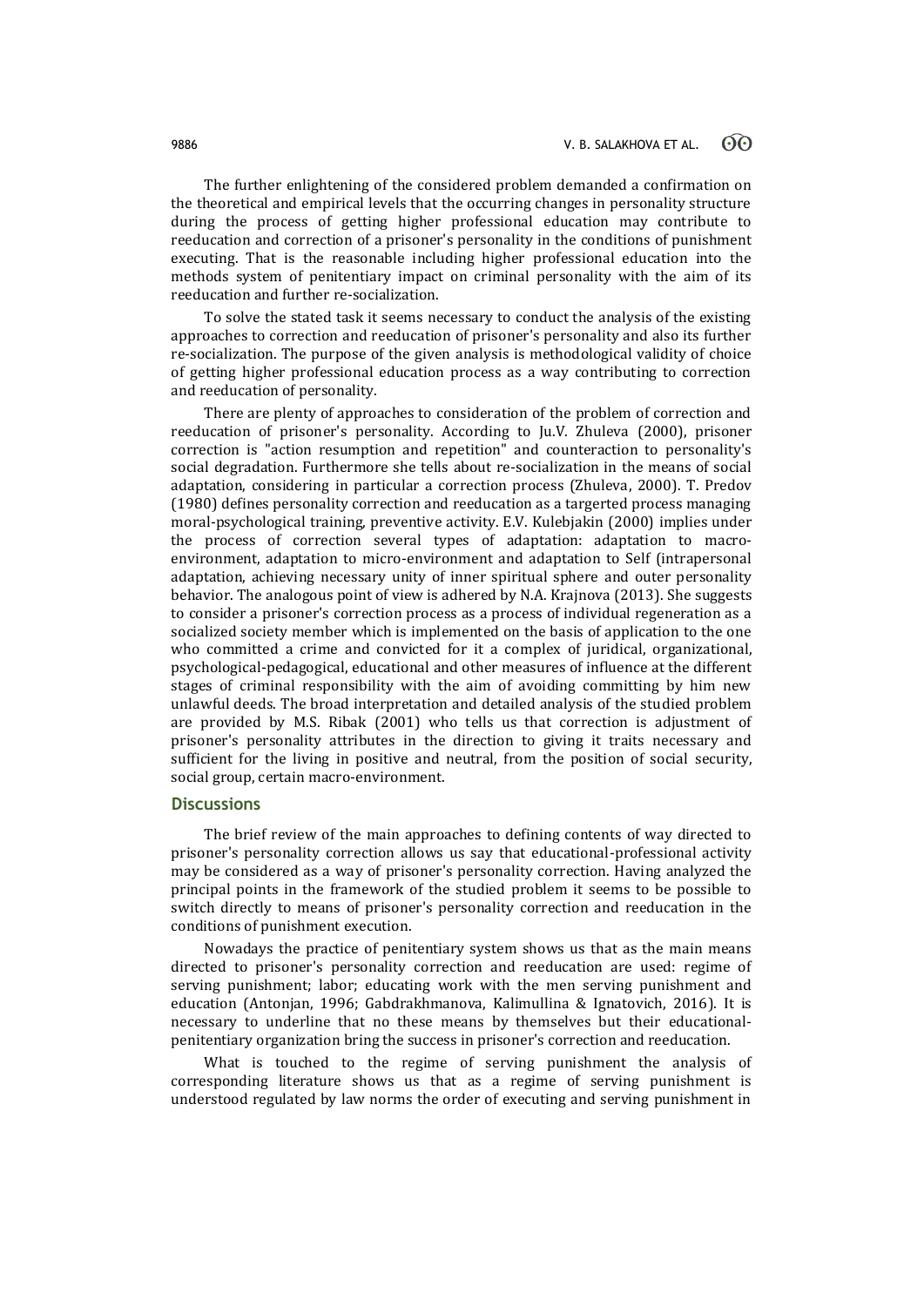The further enlightening of the considered problem demanded a confirmation on the theoretical and empirical levels that the occurring changes in personality structure during the process of getting higher professional education may contribute to reeducation and correction of a prisoner's personality in the conditions of punishment executing. That is the reasonable including higher professional education into the methods system of penitentiary impact on criminal personality with the aim of its reeducation and further re-socialization.

To solve the stated task it seems necessary to conduct the analysis of the existing approaches to correction and reeducation of prisoner's personality and also its further re-socialization. The purpose of the given analysis is methodological validity of choice of getting higher professional education process as a way contributing to correction and reeducation of personality.

There are plenty of approaches to consideration of the problem of correction and reeducation of prisoner's personality. According to Ju.V. Zhuleva (2000), prisoner correction is "action resumption and repetition" and counteraction to personality's social degradation. Furthermore she tells about re-socialization in the means of social adaptation, considering in particular a correction process (Zhuleva, 2000). T. Predov (1980) defines personality correction and reeducation as a targerted process managing moral-psychological training, preventive activity. E.V. Kulebjakin (2000) implies under the process of correction several types of adaptation: adaptation to macro-environment, adaptation to micro-environment and adaptation to Self (intrapersonal adaptation, achieving necessary unity of inner spiritual sphere and outer personality behavior. The analogous point of view is adhered by N.A. Krajnova (2013). She suggests to consider a prisoner's correction process as a process of individual regeneration as a socialized society member which is implemented on the basis of application to the one who committed a crime and convicted for it a complex of juridical, organizational, psychological-pedagogical, educational and other measures of influence at the different stages of criminal responsibility with the aim of avoiding committing by him new unlawful deeds. The broad interpretation and detailed analysis of the studied problem are provided by M.S. Ribak (2001) who tells us that correction is adjustment of prisoner's personality attributes in the direction to giving it traits necessary and sufficient for the living in positive and neutral, from the position of social security, social group, certain macro-environment.

## Discussions

The brief review of the main approaches to defining contents of way directed to prisoner's personality correction allows us say that educational-professional activity may be considered as a way of prisoner's personality correction. Having analyzed the principal points in the framework of the studied problem it seems to be possible to switch directly to means of prisoner's personality correction and reeducation in the conditions of punishment execution.

Nowadays the practice of penitentiary system shows us that as the main means directed to prisoner's personality correction and reeducation are used: regime of serving punishment; labor; educating work with the men serving punishment and education (Antonjan, 1996; Gabdrakhmanova, Kalimullina & Ignatovich, 2016). It is necessary to underline that no these means by themselves but their educational-penitentiary organization bring the success in prisoner's correction and reeducation.

What is touched to the regime of serving punishment the analysis of corresponding literature shows us that as a regime of serving punishment is understood regulated by law norms the order of executing and serving punishment in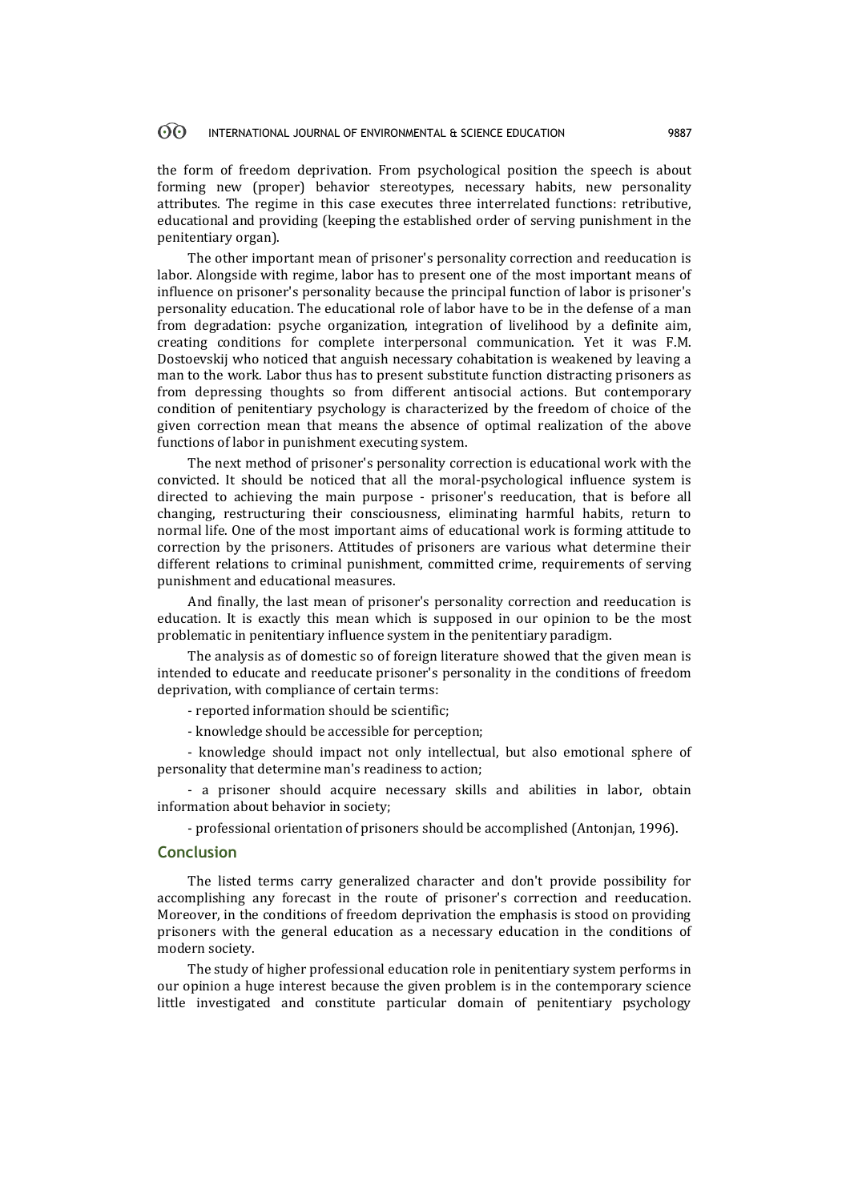the form of freedom deprivation. From psychological position the speech is about forming new (proper) behavior stereotypes, necessary habits, new personality attributes. The regime in this case executes three interrelated functions: retributive, educational and providing (keeping the established order of serving punishment in the penitentiary organ).

The other important mean of prisoner's personality correction and reeducation is labor. Alongside with regime, labor has to present one of the most important means of influence on prisoner's personality because the principal function of labor is prisoner's personality education. The educational role of labor have to be in the defense of a man from degradation: psyche organization, integration of livelihood by a definite aim, creating conditions for complete interpersonal communication. Yet it was F.M. Dostoevskij who noticed that anguish necessary cohabitation is weakened by leaving a man to the work. Labor thus has to present substitute function distracting prisoners as from depressing thoughts so from different antisocial actions. But contemporary condition of penitentiary psychology is characterized by the freedom of choice of the given correction mean that means the absence of optimal realization of the above functions of labor in punishment executing system.

The next method of prisoner's personality correction is educational work with the convicted. It should be noticed that all the moral-psychological influence system is directed to achieving the main purpose - prisoner's reeducation, that is before all changing, restructuring their consciousness, eliminating harmful habits, return to normal life. One of the most important aims of educational work is forming attitude to correction by the prisoners. Attitudes of prisoners are various what determine their different relations to criminal punishment, committed crime, requirements of serving punishment and educational measures.

And finally, the last mean of prisoner's personality correction and reeducation is education. It is exactly this mean which is supposed in our opinion to be the most problematic in penitentiary influence system in the penitentiary paradigm.

The analysis as of domestic so of foreign literature showed that the given mean is intended to educate and reeducate prisoner's personality in the conditions of freedom deprivation, with compliance of certain terms:

- reported information should be scientific;

- knowledge should be accessible for perception;

- knowledge should impact not only intellectual, but also emotional sphere of personality that determine man's readiness to action;

- a prisoner should acquire necessary skills and abilities in labor, obtain information about behavior in society;

- professional orientation of prisoners should be accomplished (Antonjan, 1996).

## Conclusion

The listed terms carry generalized character and don't provide possibility for accomplishing any forecast in the route of prisoner's correction and reeducation. Moreover, in the conditions of freedom deprivation the emphasis is stood on providing prisoners with the general education as a necessary education in the conditions of modern society.

The study of higher professional education role in penitentiary system performs in our opinion a huge interest because the given problem is in the contemporary science little investigated and constitute particular domain of penitentiary psychology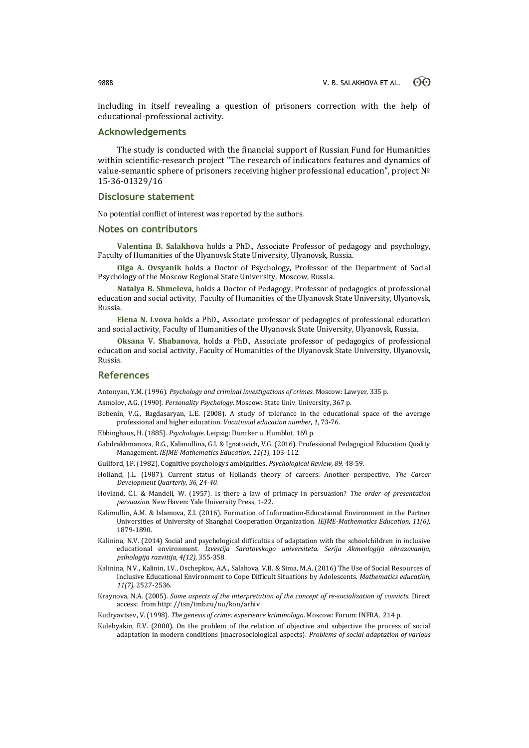including in itself revealing a question of prisoners correction with the help of educational-professional activity.

## Acknowledgements

The study is conducted with the financial support of Russian Fund for Humanities within scientific-research project "The research of indicators features and dynamics of value-semantic sphere of prisoners receiving higher professional education", project № 15-36-01329/16

## Disclosure statement

No potential conflict of interest was reported by the authors.

## Notes on contributors

**Valentina B. Salakhova** holds a PhD., Associate Professor of pedagogy and psychology, Faculty of Humanities of the Ulyanovsk State University, Ulyanovsk, Russia.

**Olga A. Ovsyanik** holds a Doctor of Psychology, Professor of the Department of Social Psychology of the Moscow Regional State University, Moscow, Russia.

**Natalya B. Shmeleva,** holds a Doctor of Pedagogy, Professor of pedagogics of professional education and social activity, Faculty of Humanities of the Ulyanovsk State University, Ulyanovsk, Russia.

**Elena N. Lvova** holds a PhD., Associate professor of pedagogics of professional education and social activity, Faculty of Humanities of the Ulyanovsk State University, Ulyanovsk, Russia.

**Oksana V. Shabanova**, holds a PhD., Associate professor of pedagogics of professional education and social activity, Faculty of Humanities of the Ulyanovsk State University, Ulyanovsk, Russia.

## References

Antonyan, Y.M. (1996). *Psychology and criminal investigations of crimes.* Moscow: Lawyer, 335 p.

Asmolov, A.G. (1990). *Personality Psychology.* Moscow: State Univ. University, 367 p.

Bebenin, V.G., Bagdasaryan, L.E. (2008). A study of tolerance in the educational space of the average professional and higher education. *Vocational education number, 1,* 73-76.

Ebbinghaus, H. (1885). *Psychologie.* Leipzig: Duncker u. Humblot, 169 p.

Gabdrakhmanova, R.G., Kalimullina, G.I. & Ignatovich, V.G. (2016). Professional Pedagogical Education Quality Management. *IEJME-Mathematics Education, 11(1)*, 103-112.

Guilford, J.P. (1982). Cognitive psychologys ambiguities. *Psychological Review, 89,* 48-59.

Holland, J.L. (1987). Current status of Hollands theory of careers: Another perspective. *The Career Development Quarterly, 36, 24-40.*

Hovland, C.I. & Mandell, W. (1957). Is there a law of primacy in persuasion? *The order of presentation persuasion.* New Haven: Yale University Press, 1-22.

Kalimullin, A.M. & Islamova, Z.I. (2016). Formation of Information-Educational Environment in the Partner Universities of University of Shanghai Cooperation Organization. *IEJME-Mathematics Education, 11(6)*, 1879-1890.

Kalinina, N.V. (2014) Social and psychological difficulties of adaptation with the schoolchildren in inclusive educational environment. *Izvestija Saratovskogo universiteta. Serija Akmeologija obrazovanija, psihologija razvitija, 4(12),* 355-358.

Kalinina, N.V., Kalinin, I.V., Oschepkov, A.A., Salahova, V.B. & Sima, M.A. (2016) The Use of Social Resources of Inclusive Educational Environment to Cope Difficult Situations by Adolescents. *Mathematics education, 11(7),* 2527-2536.

Kraynova, N.A. (2005). *Some aspects of the interpretation of the concept of re-socialization of convicts.* Direct access: from http: //tsn/tmb.ru/nu/kon/arhiv

Kudryavtsev, V. (1998). *The genesis of crime: experience kriminologo*. Moscow: Forum: INFRA, 214 p.

Kulebyakin, E.V. (2000). On the problem of the relation of objective and subjective the process of social adaptation in modern conditions (macrosociological aspects). *Problems of social adaptation of various*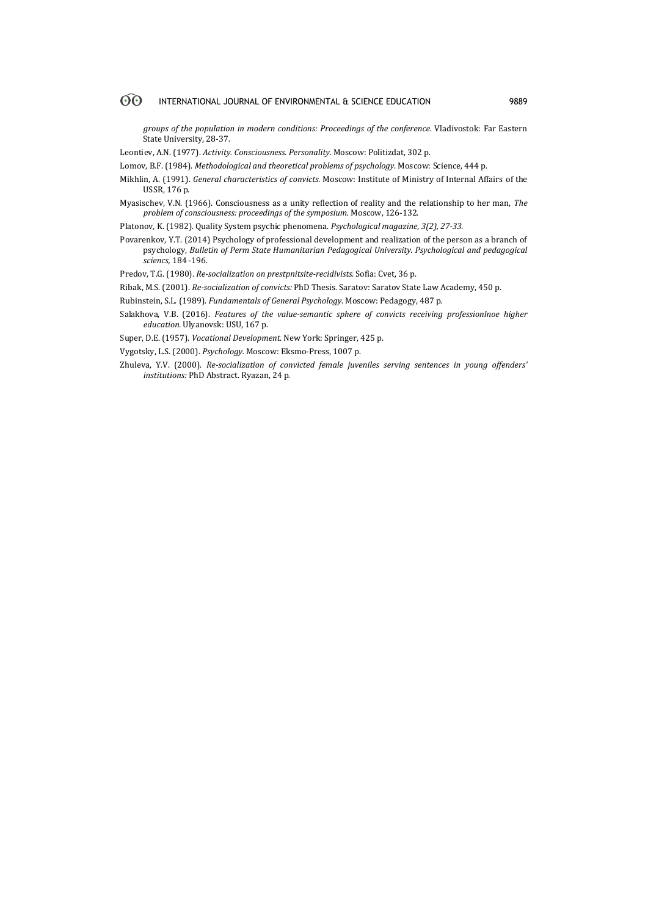*groups of the population in modern conditions: Proceedings of the conference*. Vladivostok: Far Eastern State University, 28-37.

Leontiev, A.N. (1977). *Activity. Consciousness. Personality*. Moscow: Politizdat, 302 p.

Lomov, B.F. (1984). *Methodological and theoretical problems of psychology*. Moscow: Science, 444 p.

Mikhlin, A. (1991). *General characteristics of convicts.* Moscow: Institute of Ministry of Internal Affairs of the USSR, 176 p.

Myasischev, V.N. (1966). Consciousness as a unity reflection of reality and the relationship to her man, *The problem of consciousness: proceedings of the symposium.* Moscow, 126-132.

Platonov, K. (1982). Quality System psychic phenomena. *Psychological magazine, 3(2), 27-33.*

Povarenkov, Y.T. (2014) Psychology of professional development and realization of the person as a branch of psychology, *Bulletin of Perm State Humanitarian Pedagogical University. Psychological and pedagogical sciencs,* 184 -196.

Predov, T.G. (1980). *Re-socialization on prestpnitsite-recidivists.* Sofia: Cvet, 36 p.

Ribak, M.S. (2001). *Re-socialization of convicts:* PhD Thesis. Saratov: Saratov State Law Academy, 450 p.

Rubinstein, S.L. (1989). *Fundamentals of General Psychology*. Moscow: Pedagogy, 487 p.

Salakhova, V.B. (2016). *Features of the value-semantic sphere of convicts receiving professionlnoe higher education.* Ulyanovsk: USU, 167 p.

Super, D.E. (1957). *Vocational Development*. New York: Springer, 425 p.

Vygotsky, L.S. (2000). *Psychology*. Moscow: Eksmo-Press, 1007 p.

Zhuleva, Y.V. (2000). *Re-socialization of convicted female juveniles serving sentences in young offenders' institutions:* PhD Abstract. Ryazan, 24 p.